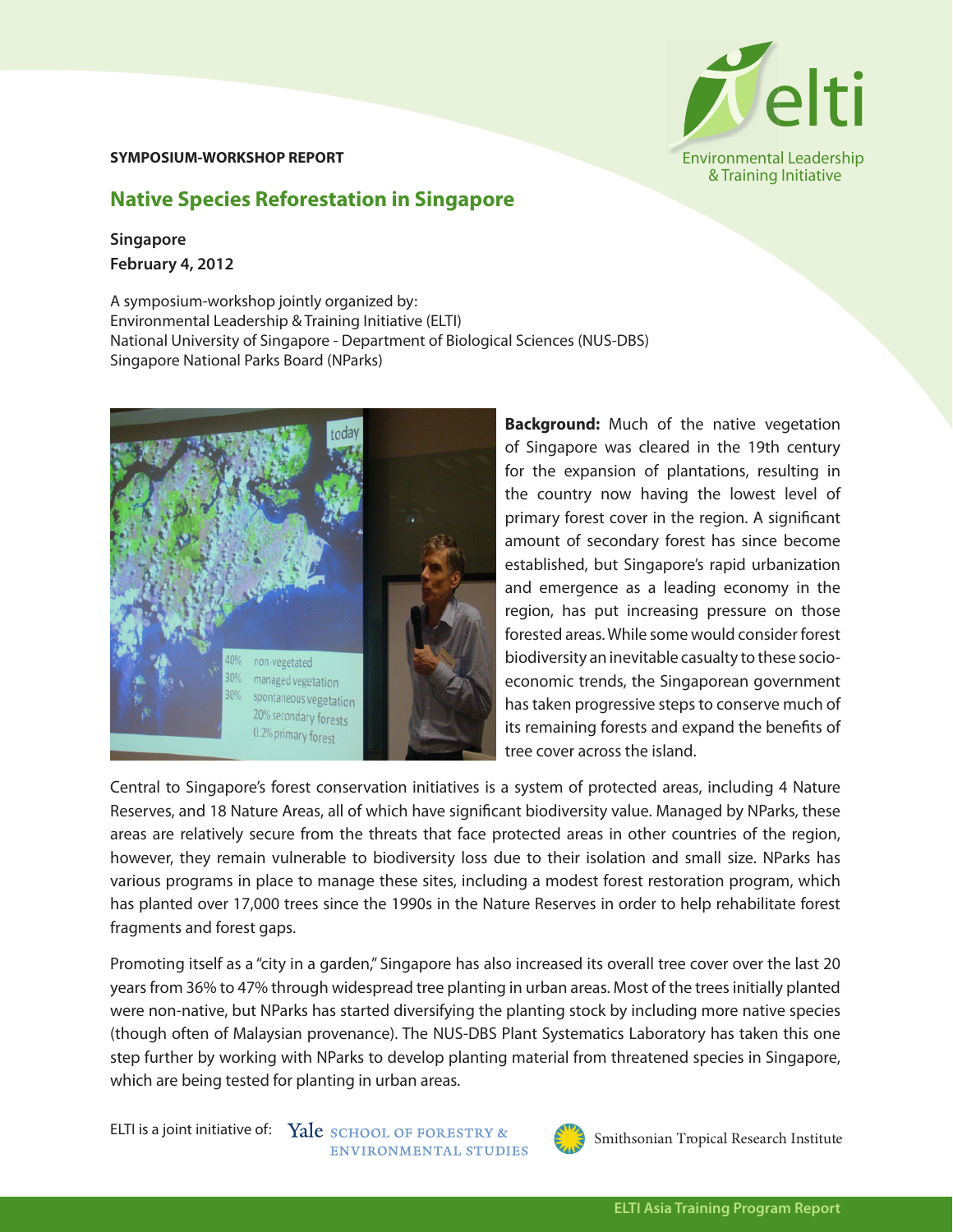**SYMPOSIUM-WORKSHOP REPORT**

# Native Species Reforestation in Singapore

**Singapore**
**February 4, 2012**

A symposium-workshop jointly organized by:
Environmental Leadership & Training Initiative (ELTI)
National University of Singapore - Department of Biological Sciences (NUS-DBS)
Singapore National Parks Board (NParks)

**Background:** Much of the native vegetation of Singapore was cleared in the 19th century for the expansion of plantations, resulting in the country now having the lowest level of primary forest cover in the region. A significant amount of secondary forest has since become established, but Singapore's rapid urbanization and emergence as a leading economy in the region, has put increasing pressure on those forested areas. While some would consider forest biodiversity an inevitable casualty to these socio-economic trends, the Singaporean government has taken progressive steps to conserve much of its remaining forests and expand the benefits of tree cover across the island.

Central to Singapore's forest conservation initiatives is a system of protected areas, including 4 Nature Reserves, and 18 Nature Areas, all of which have significant biodiversity value. Managed by NParks, these areas are relatively secure from the threats that face protected areas in other countries of the region, however, they remain vulnerable to biodiversity loss due to their isolation and small size. NParks has various programs in place to manage these sites, including a modest forest restoration program, which has planted over 17,000 trees since the 1990s in the Nature Reserves in order to help rehabilitate forest fragments and forest gaps.

Promoting itself as a "city in a garden," Singapore has also increased its overall tree cover over the last 20 years from 36% to 47% through widespread tree planting in urban areas. Most of the trees initially planted were non-native, but NParks has started diversifying the planting stock by including more native species (though often of Malaysian provenance). The NUS-DBS Plant Systematics Laboratory has taken this one step further by working with NParks to develop planting material from threatened species in Singapore, which are being tested for planting in urban areas.

ELTI is a joint initiative of: Yale School of Forestry & Environmental Studies; Smithsonian Tropical Research Institute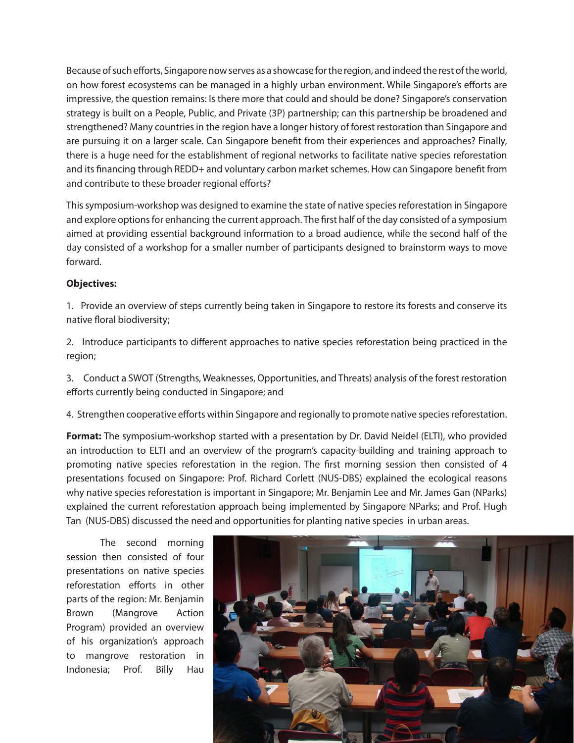Because of such efforts, Singapore now serves as a showcase for the region, and indeed the rest of the world, on how forest ecosystems can be managed in a highly urban environment. While Singapore's efforts are impressive, the question remains: Is there more that could and should be done? Singapore's conservation strategy is built on a People, Public, and Private (3P) partnership; can this partnership be broadened and strengthened? Many countries in the region have a longer history of forest restoration than Singapore and are pursuing it on a larger scale. Can Singapore benefit from their experiences and approaches? Finally, there is a huge need for the establishment of regional networks to facilitate native species reforestation and its financing through REDD+ and voluntary carbon market schemes. How can Singapore benefit from and contribute to these broader regional efforts?

This symposium-workshop was designed to examine the state of native species reforestation in Singapore and explore options for enhancing the current approach. The first half of the day consisted of a symposium aimed at providing essential background information to a broad audience, while the second half of the day consisted of a workshop for a smaller number of participants designed to brainstorm ways to move forward.

**Objectives:**

1. Provide an overview of steps currently being taken in Singapore to restore its forests and conserve its native floral biodiversity;

2. Introduce participants to different approaches to native species reforestation being practiced in the region;

3. Conduct a SWOT (Strengths, Weaknesses, Opportunities, and Threats) analysis of the forest restoration efforts currently being conducted in Singapore; and

4. Strengthen cooperative efforts within Singapore and regionally to promote native species reforestation.

**Format:** The symposium-workshop started with a presentation by Dr. David Neidel (ELTI), who provided an introduction to ELTI and an overview of the program's capacity-building and training approach to promoting native species reforestation in the region. The first morning session then consisted of 4 presentations focused on Singapore: Prof. Richard Corlett (NUS-DBS) explained the ecological reasons why native species reforestation is important in Singapore; Mr. Benjamin Lee and Mr. James Gan (NParks) explained the current reforestation approach being implemented by Singapore NParks; and Prof. Hugh Tan (NUS-DBS) discussed the need and opportunities for planting native species in urban areas.

The second morning session then consisted of four presentations on native species reforestation efforts in other parts of the region: Mr. Benjamin Brown (Mangrove Action Program) provided an overview of his organization's approach to mangrove restoration in Indonesia; Prof. Billy Hau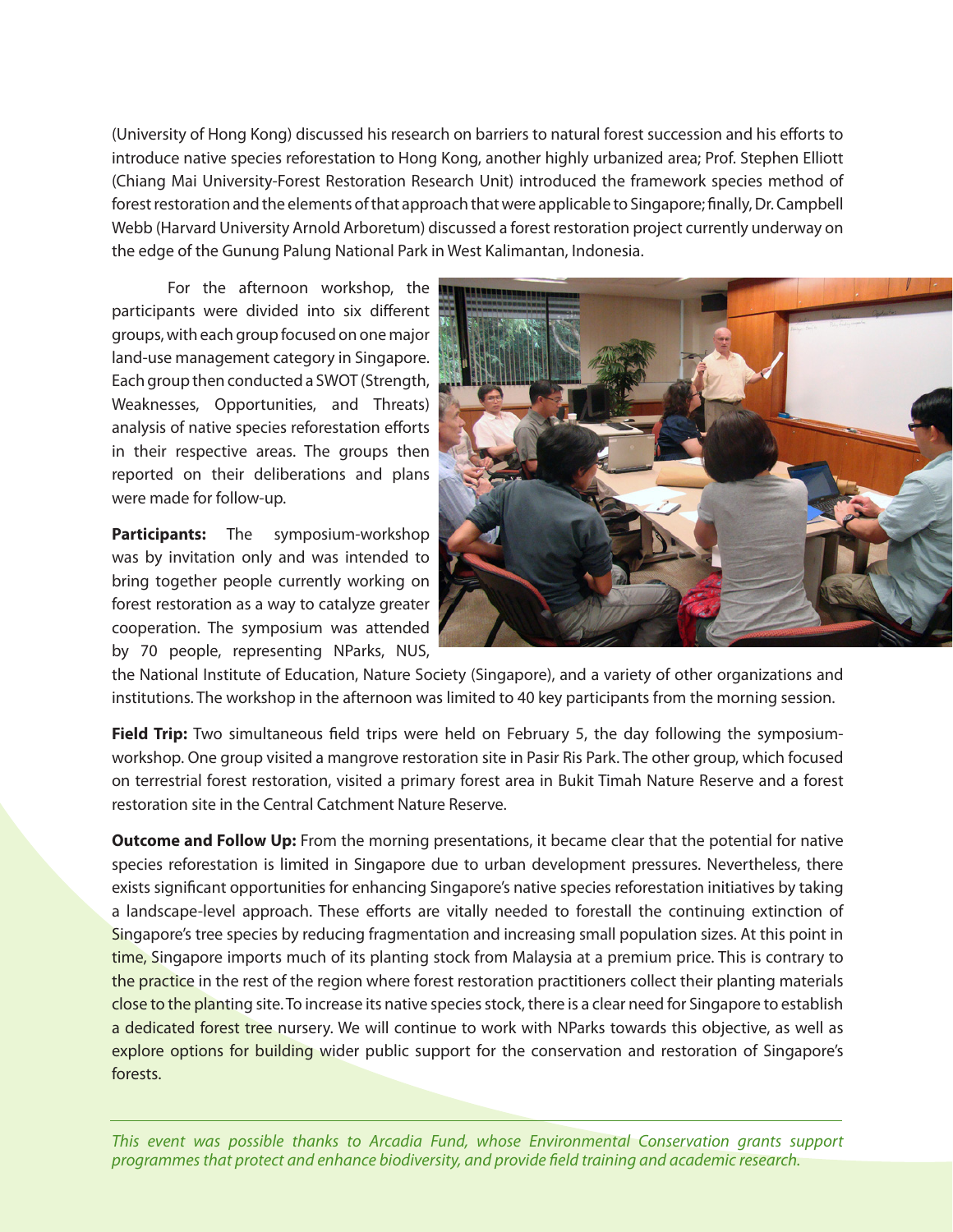(University of Hong Kong) discussed his research on barriers to natural forest succession and his efforts to introduce native species reforestation to Hong Kong, another highly urbanized area; Prof. Stephen Elliott (Chiang Mai University-Forest Restoration Research Unit) introduced the framework species method of forest restoration and the elements of that approach that were applicable to Singapore; finally, Dr. Campbell Webb (Harvard University Arnold Arboretum) discussed a forest restoration project currently underway on the edge of the Gunung Palung National Park in West Kalimantan, Indonesia.

For the afternoon workshop, the participants were divided into six different groups, with each group focused on one major land-use management category in Singapore. Each group then conducted a SWOT (Strength, Weaknesses, Opportunities, and Threats) analysis of native species reforestation efforts in their respective areas. The groups then reported on their deliberations and plans were made for follow-up.

**Participants:** The symposium-workshop was by invitation only and was intended to bring together people currently working on forest restoration as a way to catalyze greater cooperation. The symposium was attended by 70 people, representing NParks, NUS, the National Institute of Education, Nature Society (Singapore), and a variety of other organizations and institutions. The workshop in the afternoon was limited to 40 key participants from the morning session.

**Field Trip:** Two simultaneous field trips were held on February 5, the day following the symposium-workshop. One group visited a mangrove restoration site in Pasir Ris Park. The other group, which focused on terrestrial forest restoration, visited a primary forest area in Bukit Timah Nature Reserve and a forest restoration site in the Central Catchment Nature Reserve.

**Outcome and Follow Up:** From the morning presentations, it became clear that the potential for native species reforestation is limited in Singapore due to urban development pressures. Nevertheless, there exists significant opportunities for enhancing Singapore's native species reforestation initiatives by taking a landscape-level approach. These efforts are vitally needed to forestall the continuing extinction of Singapore's tree species by reducing fragmentation and increasing small population sizes. At this point in time, Singapore imports much of its planting stock from Malaysia at a premium price. This is contrary to the practice in the rest of the region where forest restoration practitioners collect their planting materials close to the planting site. To increase its native species stock, there is a clear need for Singapore to establish a dedicated forest tree nursery. We will continue to work with NParks towards this objective, as well as explore options for building wider public support for the conservation and restoration of Singapore's forests.

---

*This event was possible thanks to Arcadia Fund, whose Environmental Conservation grants support programmes that protect and enhance biodiversity, and provide field training and academic research.*